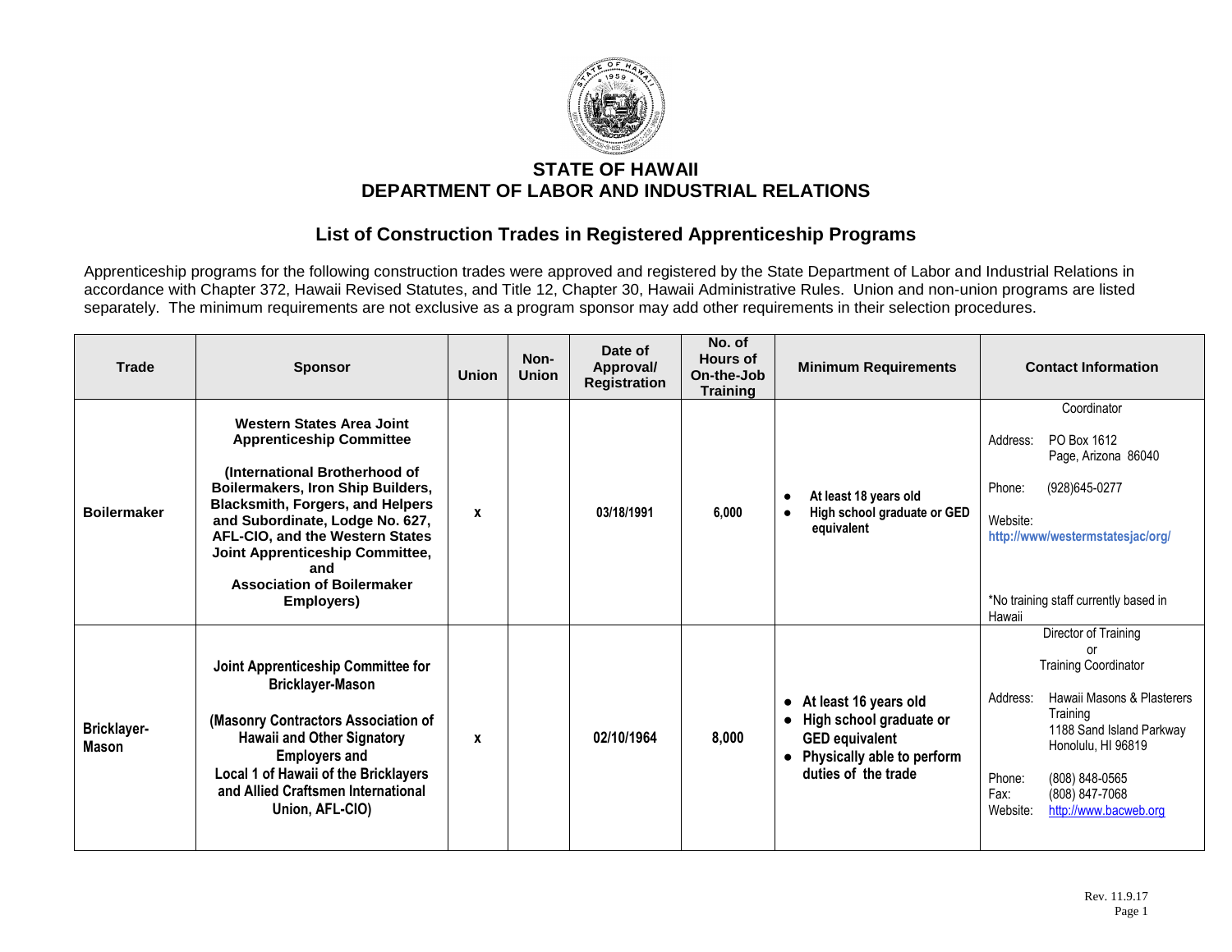# STATE OF HAWAII
# DEPARTMENT OF LABOR AND INDUSTRIAL RELATIONS

## List of Construction Trades in Registered Apprenticeship Programs

Apprenticeship programs for the following construction trades were approved and registered by the State Department of Labor and Industrial Relations in accordance with Chapter 372, Hawaii Revised Statutes, and Title 12, Chapter 30, Hawaii Administrative Rules. Union and non-union programs are listed separately. The minimum requirements are not exclusive as a program sponsor may add other requirements in their selection procedures.

| Trade | Sponsor | Union | Non-Union | Date of Approval/ Registration | No. of Hours of On-the-Job Training | Minimum Requirements | Contact Information |
|---|---|---|---|---|---|---|---|
| **Boilermaker** | **Western States Area Joint Apprenticeship Committee**<br><br>**(International Brotherhood of Boilermakers, Iron Ship Builders, Blacksmith, Forgers, and Helpers and Subordinate, Lodge No. 627, AFL-CIO, and the Western States Joint Apprenticeship Committee, and Association of Boilermaker Employers)** | x | | 03/18/1991 | 6,000 | • At least 18 years old<br>• High school graduate or GED equivalent | Coordinator<br><br>Address: PO Box 1612 Page, Arizona 86040<br><br>Phone: (928)645-0277<br><br>Website: http://www/westermstatesjac/org/<br><br>*No training staff currently based in Hawaii |
| **Bricklayer-Mason** | **Joint Apprenticeship Committee for Bricklayer-Mason**<br><br>**(Masonry Contractors Association of Hawaii and Other Signatory Employers and Local 1 of Hawaii of the Bricklayers and Allied Craftsmen International Union, AFL-CIO)** | x | | 02/10/1964 | 8,000 | • At least 16 years old<br>• High school graduate or GED equivalent<br>• Physically able to perform duties of the trade | Director of Training or Training Coordinator<br><br>Address: Hawaii Masons & Plasterers Training 1188 Sand Island Parkway Honolulu, HI 96819<br><br>Phone: (808) 848-0565<br>Fax: (808) 847-7068<br>Website: http://www.bacweb.org |

Rev. 11.9.17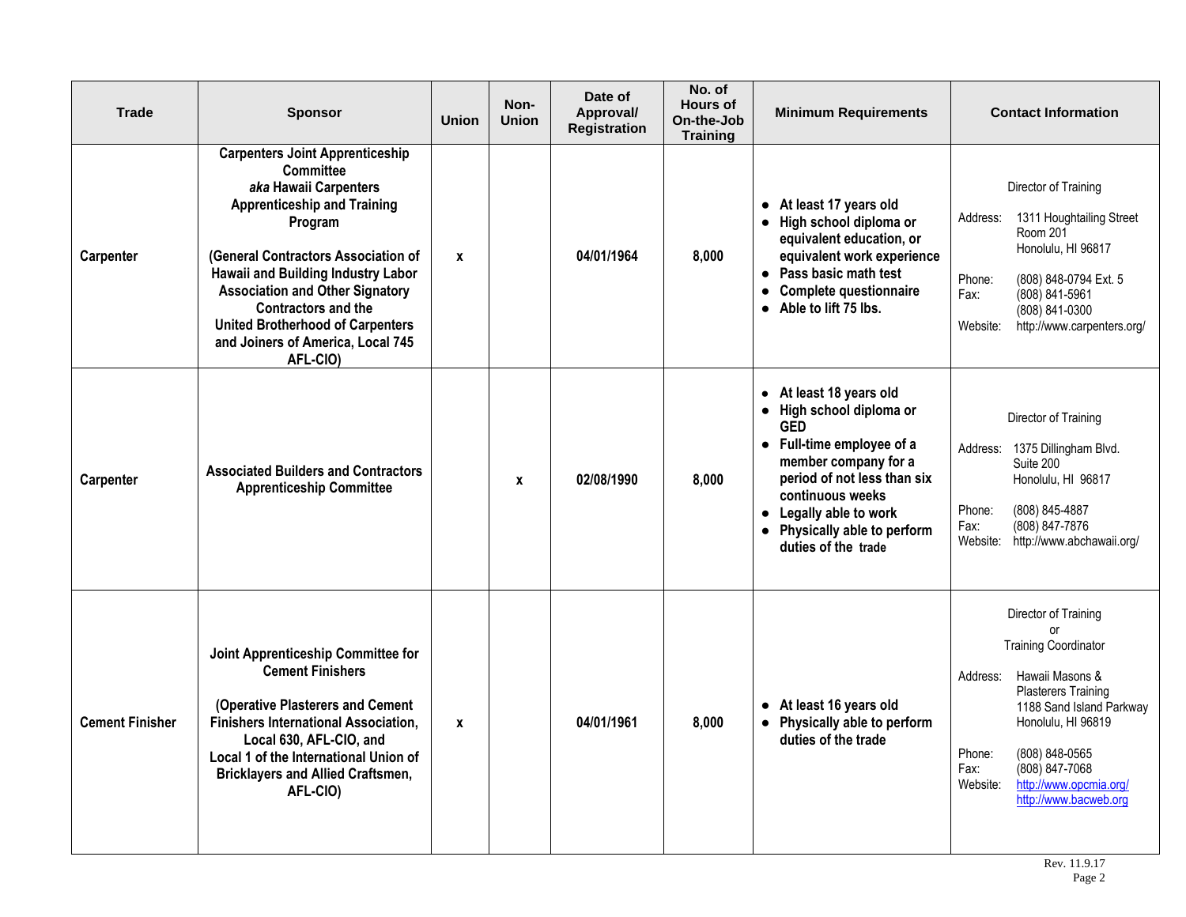| Trade | Sponsor | Union | Non-Union | Date of Approval/ Registration | No. of Hours of On-the-Job Training | Minimum Requirements | Contact Information |
|---|---|---|---|---|---|---|---|
| Carpenter | **Carpenters Joint Apprenticeship Committee** *aka* **Hawaii Carpenters Apprenticeship and Training Program** (General Contractors Association of Hawaii and Building Industry Labor Association and Other Signatory Contractors and the United Brotherhood of Carpenters and Joiners of America, Local 745 AFL-CIO) | x | | 04/01/1964 | 8,000 | • At least 17 years old<br>• High school diploma or equivalent education, or equivalent work experience<br>• Pass basic math test<br>• Complete questionnaire<br>• Able to lift 75 lbs. | Director of Training<br>Address: 1311 Houghtailing Street Room 201 Honolulu, HI 96817<br>Phone: (808) 848-0794 Ext. 5<br>Fax: (808) 841-5961 (808) 841-0300<br>Website: http://www.carpenters.org/ |
| Carpenter | **Associated Builders and Contractors Apprenticeship Committee** | | x | 02/08/1990 | 8,000 | • At least 18 years old<br>• High school diploma or GED<br>• Full-time employee of a member company for a period of not less than six continuous weeks<br>• Legally able to work<br>• Physically able to perform duties of the trade | Director of Training<br>Address: 1375 Dillingham Blvd. Suite 200 Honolulu, HI 96817<br>Phone: (808) 845-4887<br>Fax: (808) 847-7876<br>Website: http://www.abchawaii.org/ |
| Cement Finisher | **Joint Apprenticeship Committee for Cement Finishers** (Operative Plasterers and Cement Finishers International Association, Local 630, AFL-CIO, and Local 1 of the International Union of Bricklayers and Allied Craftsmen, AFL-CIO) | x | | 04/01/1961 | 8,000 | • At least 16 years old<br>• Physically able to perform duties of the trade | Director of Training or Training Coordinator<br>Address: Hawaii Masons & Plasterers Training 1188 Sand Island Parkway Honolulu, HI 96819<br>Phone: (808) 848-0565<br>Fax: (808) 847-7068<br>Website: http://www.opcmia.org/ http://www.bacweb.org |

Rev. 11.9.17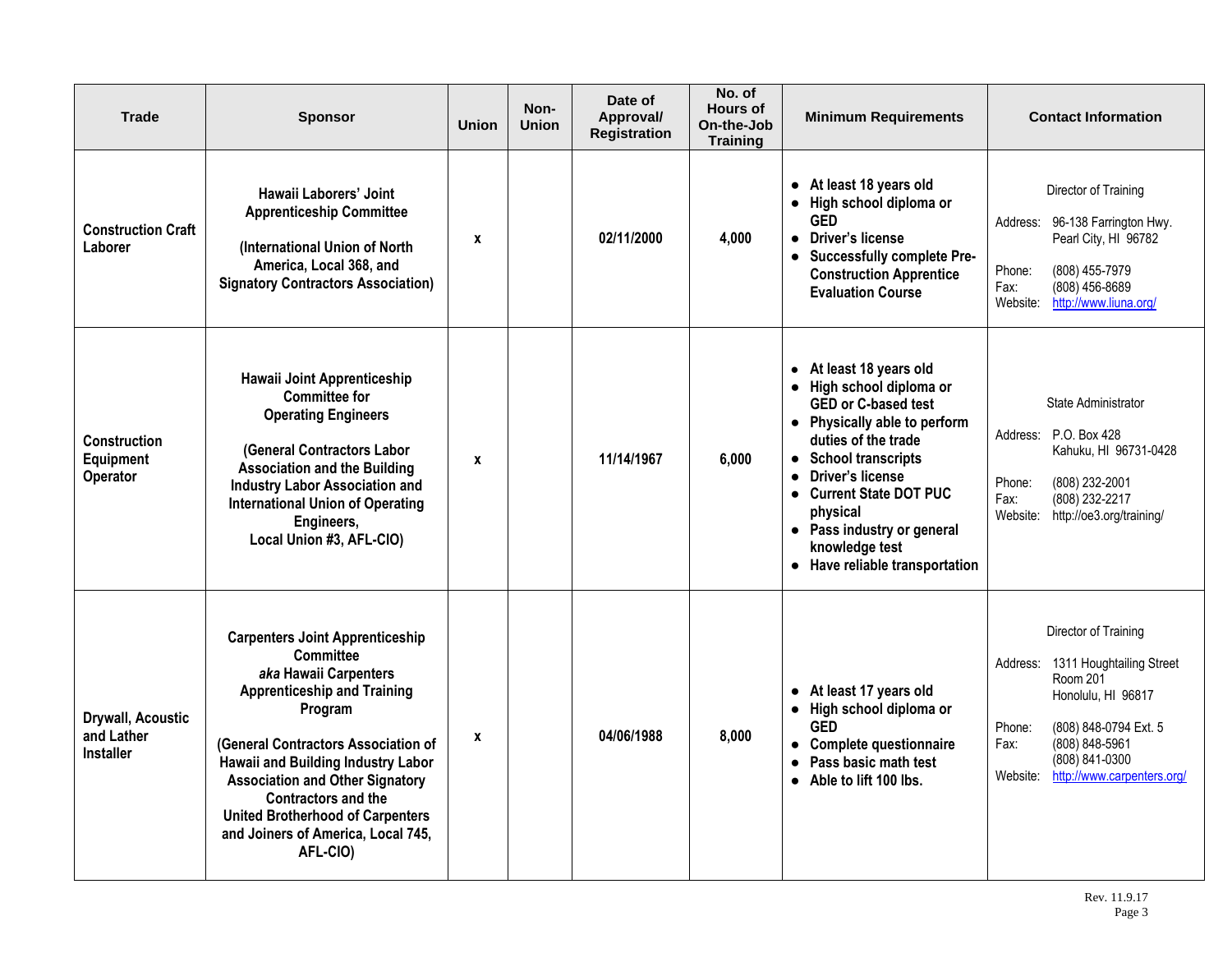| Trade | Sponsor | Union | Non-Union | Date of Approval/ Registration | No. of Hours of On-the-Job Training | Minimum Requirements | Contact Information |
|---|---|---|---|---|---|---|---|
| **Construction Craft Laborer** | **Hawaii Laborers' Joint Apprenticeship Committee**<br><br>**(International Union of North America, Local 368, and Signatory Contractors Association)** | **x** | | **02/11/2000** | **4,000** | • **At least 18 years old**<br>• **High school diploma or GED**<br>• **Driver's license**<br>• **Successfully complete Pre-Construction Apprentice Evaluation Course** | Director of Training<br><br>Address: 96-138 Farrington Hwy. Pearl City, HI 96782<br><br>Phone: (808) 455-7979<br>Fax: (808) 456-8689<br>Website: http://www.liuna.org/ |
| **Construction Equipment Operator** | **Hawaii Joint Apprenticeship Committee for Operating Engineers**<br><br>**(General Contractors Labor Association and the Building Industry Labor Association and International Union of Operating Engineers, Local Union #3, AFL-CIO)** | **x** | | **11/14/1967** | **6,000** | • **At least 18 years old**<br>• **High school diploma or GED or C-based test**<br>• **Physically able to perform duties of the trade**<br>• **School transcripts**<br>• **Driver's license**<br>• **Current State DOT PUC physical**<br>• **Pass industry or general knowledge test**<br>• **Have reliable transportation** | State Administrator<br><br>Address: P.O. Box 428 Kahuku, HI 96731-0428<br><br>Phone: (808) 232-2001<br>Fax: (808) 232-2217<br>Website: http://oe3.org/training/ |
| **Drywall, Acoustic and Lather Installer** | **Carpenters Joint Apprenticeship Committee *aka* Hawaii Carpenters Apprenticeship and Training Program**<br><br>**(General Contractors Association of Hawaii and Building Industry Labor Association and Other Signatory Contractors and the United Brotherhood of Carpenters and Joiners of America, Local 745, AFL-CIO)** | **x** | | **04/06/1988** | **8,000** | • **At least 17 years old**<br>• **High school diploma or GED**<br>• **Complete questionnaire**<br>• **Pass basic math test**<br>• **Able to lift 100 lbs.** | Director of Training<br><br>Address: 1311 Houghtailing Street Room 201 Honolulu, HI 96817<br><br>Phone: (808) 848-0794 Ext. 5<br>Fax: (808) 848-5961<br>(808) 841-0300<br>Website: http://www.carpenters.org/ |

Rev. 11.9.17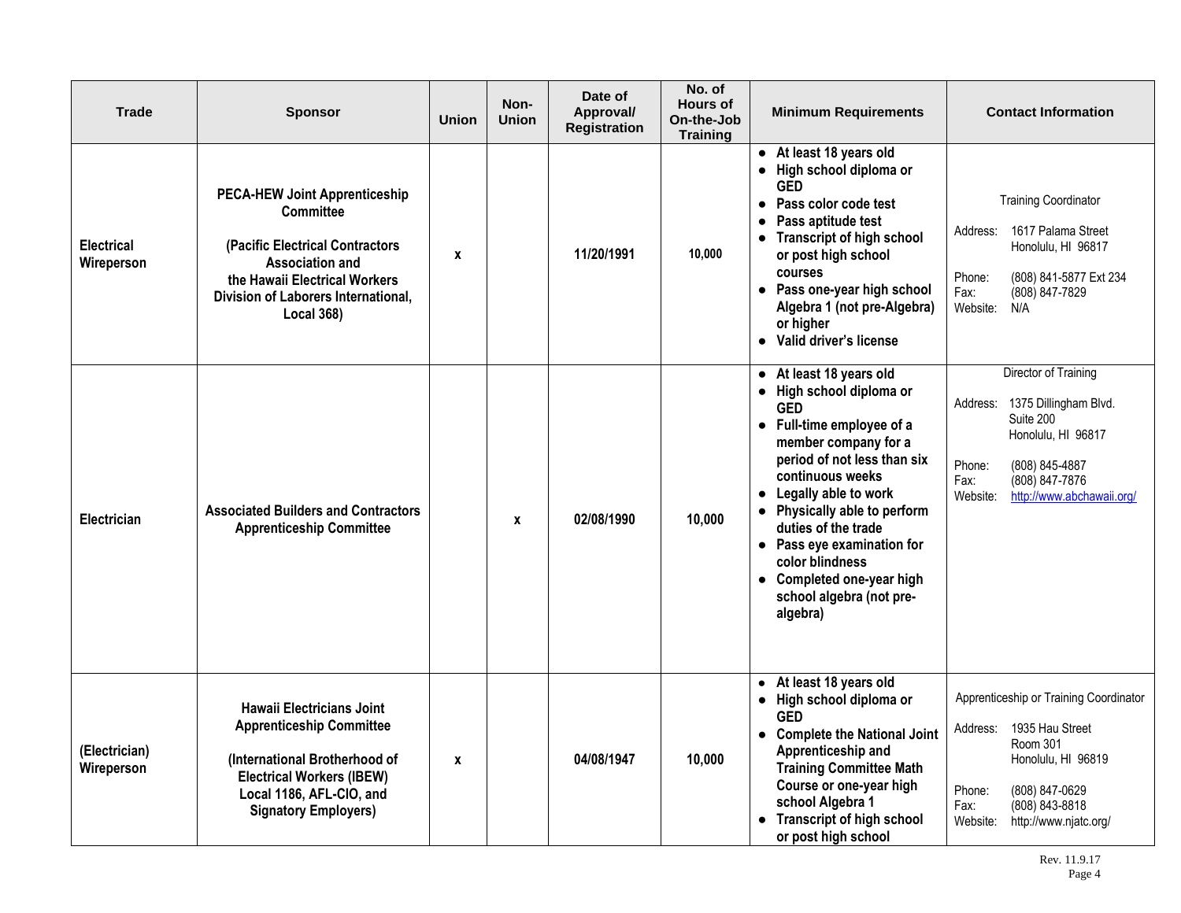| Trade | Sponsor | Union | Non-Union | Date of Approval/ Registration | No. of Hours of On-the-Job Training | Minimum Requirements | Contact Information |
|---|---|---|---|---|---|---|---|
| Electrical Wireperson | **PECA-HEW Joint Apprenticeship Committee** (Pacific Electrical Contractors Association and the Hawaii Electrical Workers Division of Laborers International, Local 368) | x | | 11/20/1991 | 10,000 | • At least 18 years old<br>• High school diploma or GED<br>• Pass color code test<br>• Pass aptitude test<br>• Transcript of high school or post high school courses<br>• Pass one-year high school Algebra 1 (not pre-Algebra) or higher<br>• Valid driver's license | Training Coordinator<br>Address: 1617 Palama Street Honolulu, HI 96817<br>Phone: (808) 841-5877 Ext 234<br>Fax: (808) 847-7829<br>Website: N/A |
| Electrician | **Associated Builders and Contractors Apprenticeship Committee** | | x | 02/08/1990 | 10,000 | • At least 18 years old<br>• High school diploma or GED<br>• Full-time employee of a member company for a period of not less than six continuous weeks<br>• Legally able to work<br>• Physically able to perform duties of the trade<br>• Pass eye examination for color blindness<br>• Completed one-year high school algebra (not pre-algebra) | Director of Training<br>Address: 1375 Dillingham Blvd. Suite 200 Honolulu, HI 96817<br>Phone: (808) 845-4887<br>Fax: (808) 847-7876<br>Website: http://www.abchawaii.org/ |
| (Electrician) Wireperson | **Hawaii Electricians Joint Apprenticeship Committee** (International Brotherhood of Electrical Workers (IBEW) Local 1186, AFL-CIO, and Signatory Employers) | x | | 04/08/1947 | 10,000 | • At least 18 years old<br>• High school diploma or GED<br>• Complete the National Joint Apprenticeship and Training Committee Math Course or one-year high school Algebra 1<br>• Transcript of high school or post high school | Apprenticeship or Training Coordinator<br>Address: 1935 Hau Street Room 301 Honolulu, HI 96819<br>Phone: (808) 847-0629<br>Fax: (808) 843-8818<br>Website: http://www.njatc.org/ |

Rev. 11.9.17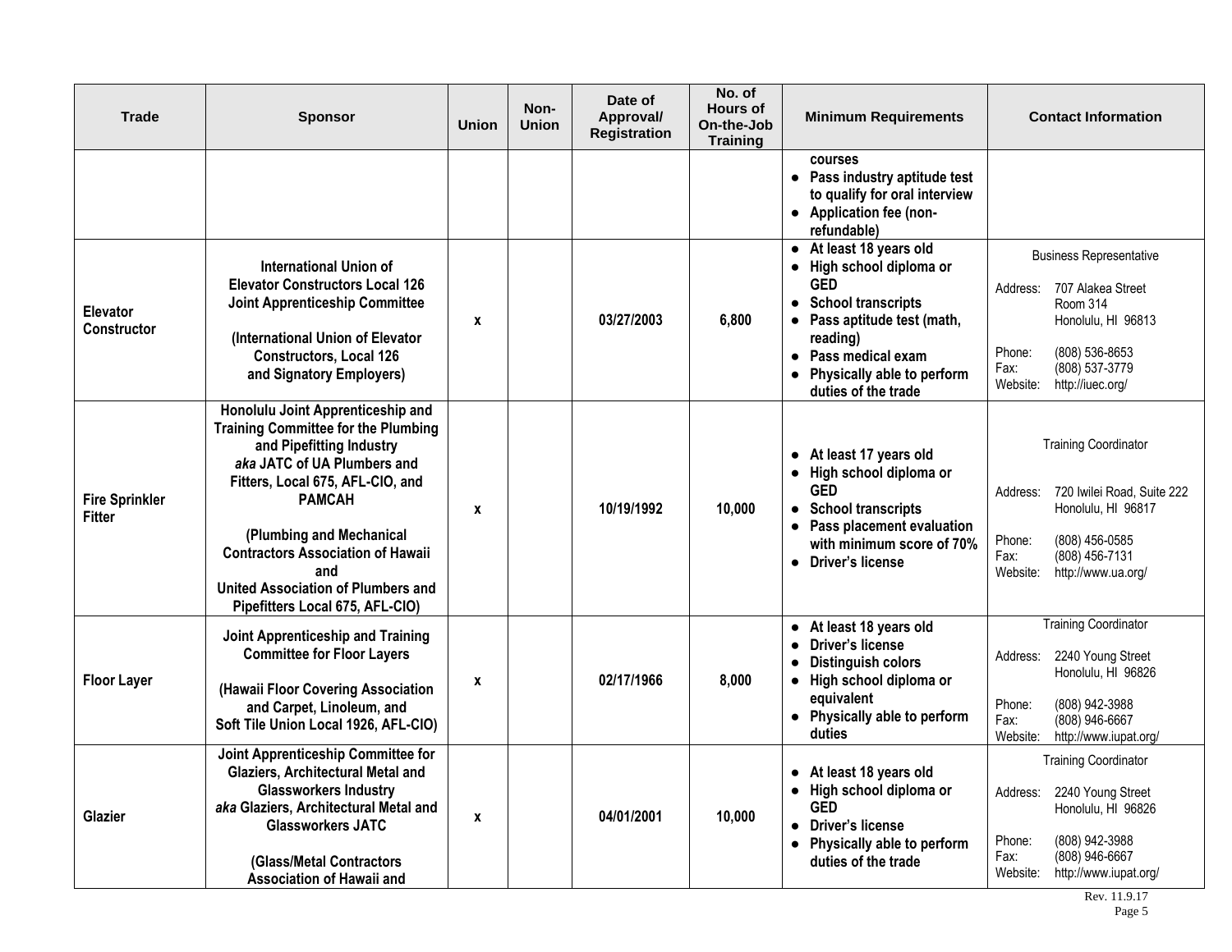| Trade | Sponsor | Union | Non-Union | Date of Approval/ Registration | No. of Hours of On-the-Job Training | Minimum Requirements | Contact Information |
|---|---|---|---|---|---|---|---|
| | | | | | | courses<br>● Pass industry aptitude test to qualify for oral interview<br>● Application fee (non-refundable) | |
| **Elevator Constructor** | **International Union of Elevator Constructors Local 126 Joint Apprenticeship Committee**<br><br>**(International Union of Elevator Constructors, Local 126 and Signatory Employers)** | **x** | | **03/27/2003** | **6,800** | ● At least 18 years old<br>● High school diploma or GED<br>● School transcripts<br>● Pass aptitude test (math, reading)<br>● Pass medical exam<br>● Physically able to perform duties of the trade | Business Representative<br><br>Address: 707 Alakea Street Room 314 Honolulu, HI 96813<br><br>Phone: (808) 536-8653<br>Fax: (808) 537-3779<br>Website: http://iuec.org/ |
| **Fire Sprinkler Fitter** | **Honolulu Joint Apprenticeship and Training Committee for the Plumbing and Pipefitting Industry *aka* JATC of UA Plumbers and Fitters, Local 675, AFL-CIO, and PAMCAH**<br><br>**(Plumbing and Mechanical Contractors Association of Hawaii and United Association of Plumbers and Pipefitters Local 675, AFL-CIO)** | **x** | | **10/19/1992** | **10,000** | ● At least 17 years old<br>● High school diploma or GED<br>● School transcripts<br>● Pass placement evaluation with minimum score of 70%<br>● Driver's license | Training Coordinator<br><br>Address: 720 Iwilei Road, Suite 222 Honolulu, HI 96817<br><br>Phone: (808) 456-0585<br>Fax: (808) 456-7131<br>Website: http://www.ua.org/ |
| **Floor Layer** | **Joint Apprenticeship and Training Committee for Floor Layers**<br><br>**(Hawaii Floor Covering Association and Carpet, Linoleum, and Soft Tile Union Local 1926, AFL-CIO)** | **x** | | **02/17/1966** | **8,000** | ● At least 18 years old<br>● Driver's license<br>● Distinguish colors<br>● High school diploma or equivalent<br>● Physically able to perform duties | Training Coordinator<br><br>Address: 2240 Young Street Honolulu, HI 96826<br><br>Phone: (808) 942-3988<br>Fax: (808) 946-6667<br>Website: http://www.iupat.org/ |
| **Glazier** | **Joint Apprenticeship Committee for Glaziers, Architectural Metal and Glassworkers Industry *aka* Glaziers, Architectural Metal and Glassworkers JATC**<br><br>**(Glass/Metal Contractors Association of Hawaii and** | **x** | | **04/01/2001** | **10,000** | ● At least 18 years old<br>● High school diploma or GED<br>● Driver's license<br>● Physically able to perform duties of the trade | Training Coordinator<br><br>Address: 2240 Young Street Honolulu, HI 96826<br><br>Phone: (808) 942-3988<br>Fax: (808) 946-6667<br>Website: http://www.iupat.org/ |

Rev. 11.9.17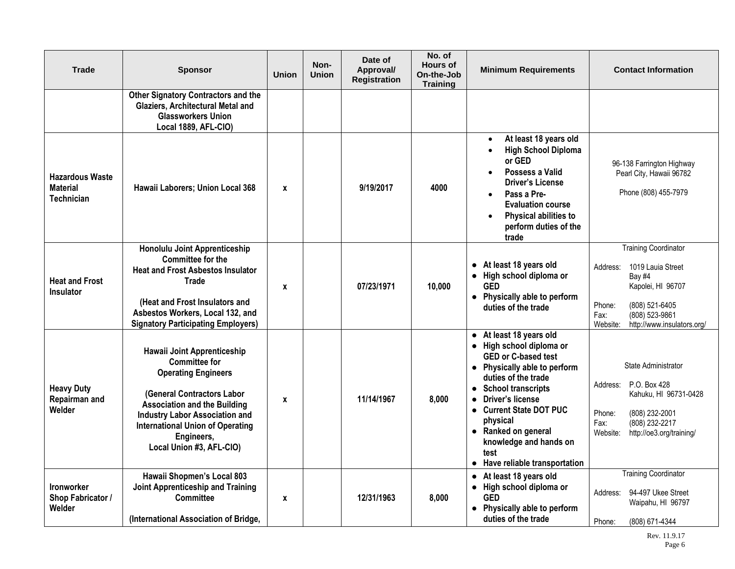| Trade | Sponsor | Union | Non-Union | Date of Approval/ Registration | No. of Hours of On-the-Job Training | Minimum Requirements | Contact Information |
|---|---|---|---|---|---|---|---|
| | Other Signatory Contractors and the Glaziers, Architectural Metal and Glassworkers Union Local 1889, AFL-CIO) | | | | | | |
| Hazardous Waste Material Technician | Hawaii Laborers; Union Local 368 | x | | 9/19/2017 | 4000 | • At least 18 years old<br>• High School Diploma or GED<br>• Possess a Valid Driver's License<br>• Pass a Pre-Evaluation course<br>• Physical abilities to perform duties of the trade | 96-138 Farrington Highway<br>Pearl City, Hawaii 96782<br><br>Phone (808) 455-7979 |
| Heat and Frost Insulator | Honolulu Joint Apprenticeship Committee for the Heat and Frost Asbestos Insulator Trade<br><br>(Heat and Frost Insulators and Asbestos Workers, Local 132, and Signatory Participating Employers) | x | | 07/23/1971 | 10,000 | • At least 18 years old<br>• High school diploma or GED<br>• Physically able to perform duties of the trade | Training Coordinator<br><br>Address: 1019 Lauia Street Bay #4 Kapolei, HI 96707<br><br>Phone: (808) 521-6405<br>Fax: (808) 523-9861<br>Website: http://www.insulators.org/ |
| Heavy Duty Repairman and Welder | Hawaii Joint Apprenticeship Committee for Operating Engineers<br><br>(General Contractors Labor Association and the Building Industry Labor Association and International Union of Operating Engineers, Local Union #3, AFL-CIO) | x | | 11/14/1967 | 8,000 | • At least 18 years old<br>• High school diploma or GED or C-based test<br>• Physically able to perform duties of the trade<br>• School transcripts<br>• Driver's license<br>• Current State DOT PUC physical<br>• Ranked on general knowledge and hands on test<br>• Have reliable transportation | State Administrator<br><br>Address: P.O. Box 428 Kahuku, HI 96731-0428<br><br>Phone: (808) 232-2001<br>Fax: (808) 232-2217<br>Website: http://oe3.org/training/ |
| Ironworker Shop Fabricator / Welder | Hawaii Shopmen's Local 803 Joint Apprenticeship and Training Committee<br><br>(International Association of Bridge, | x | | 12/31/1963 | 8,000 | • At least 18 years old<br>• High school diploma or GED<br>• Physically able to perform duties of the trade | Training Coordinator<br><br>Address: 94-497 Ukee Street Waipahu, HI 96797<br><br>Phone: (808) 671-4344 |

Rev. 11.9.17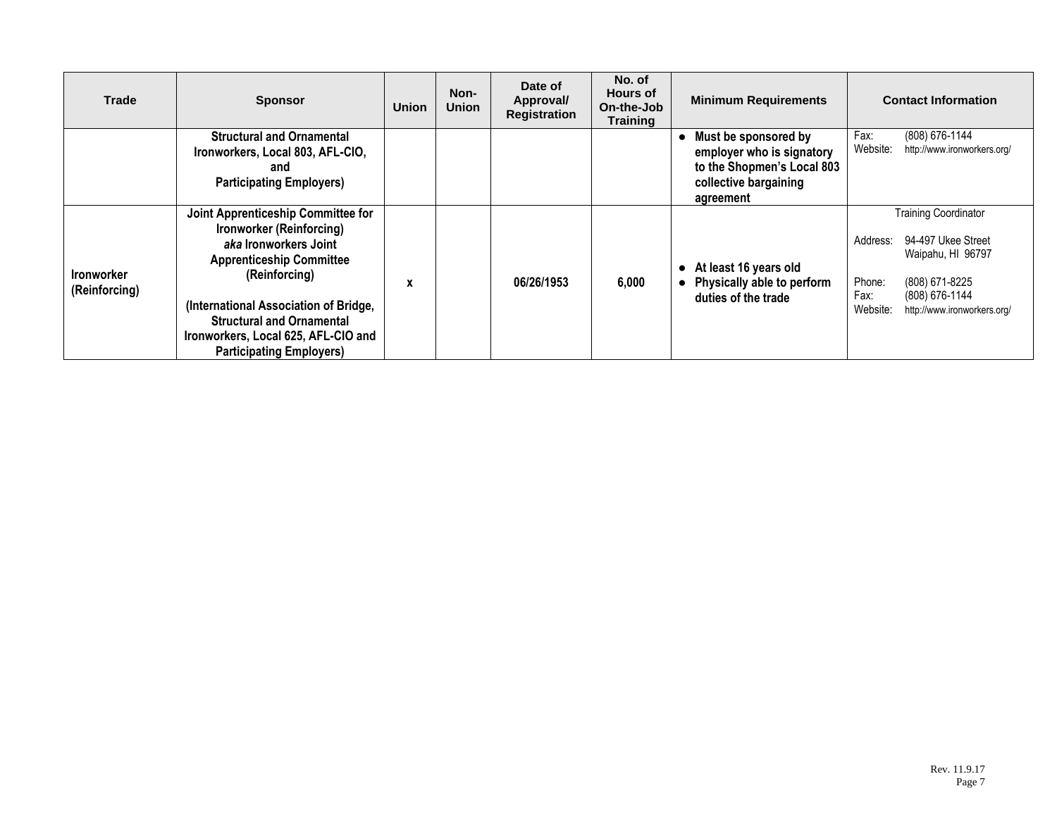| Trade | Sponsor | Union | Non-Union | Date of Approval/ Registration | No. of Hours of On-the-Job Training | Minimum Requirements | Contact Information |
|---|---|---|---|---|---|---|---|
| | **Structural and Ornamental Ironworkers, Local 803, AFL-CIO, and Participating Employers)** | | | | | ● **Must be sponsored by employer who is signatory to the Shopmen's Local 803 collective bargaining agreement** | Fax: (808) 676-1144<br>Website: http://www.ironworkers.org/ |
| **Ironworker (Reinforcing)** | **Joint Apprenticeship Committee for Ironworker (Reinforcing)** ***aka*** **Ironworkers Joint Apprenticeship Committee (Reinforcing)**<br><br>**(International Association of Bridge, Structural and Ornamental Ironworkers, Local 625, AFL-CIO and Participating Employers)** | **x** | | **06/26/1953** | **6,000** | ● **At least 16 years old**<br>● **Physically able to perform duties of the trade** | Training Coordinator<br><br>Address: 94-497 Ukee Street Waipahu, HI 96797<br><br>Phone: (808) 671-8225<br>Fax: (808) 676-1144<br>Website: http://www.ironworkers.org/ |

Rev. 11.9.17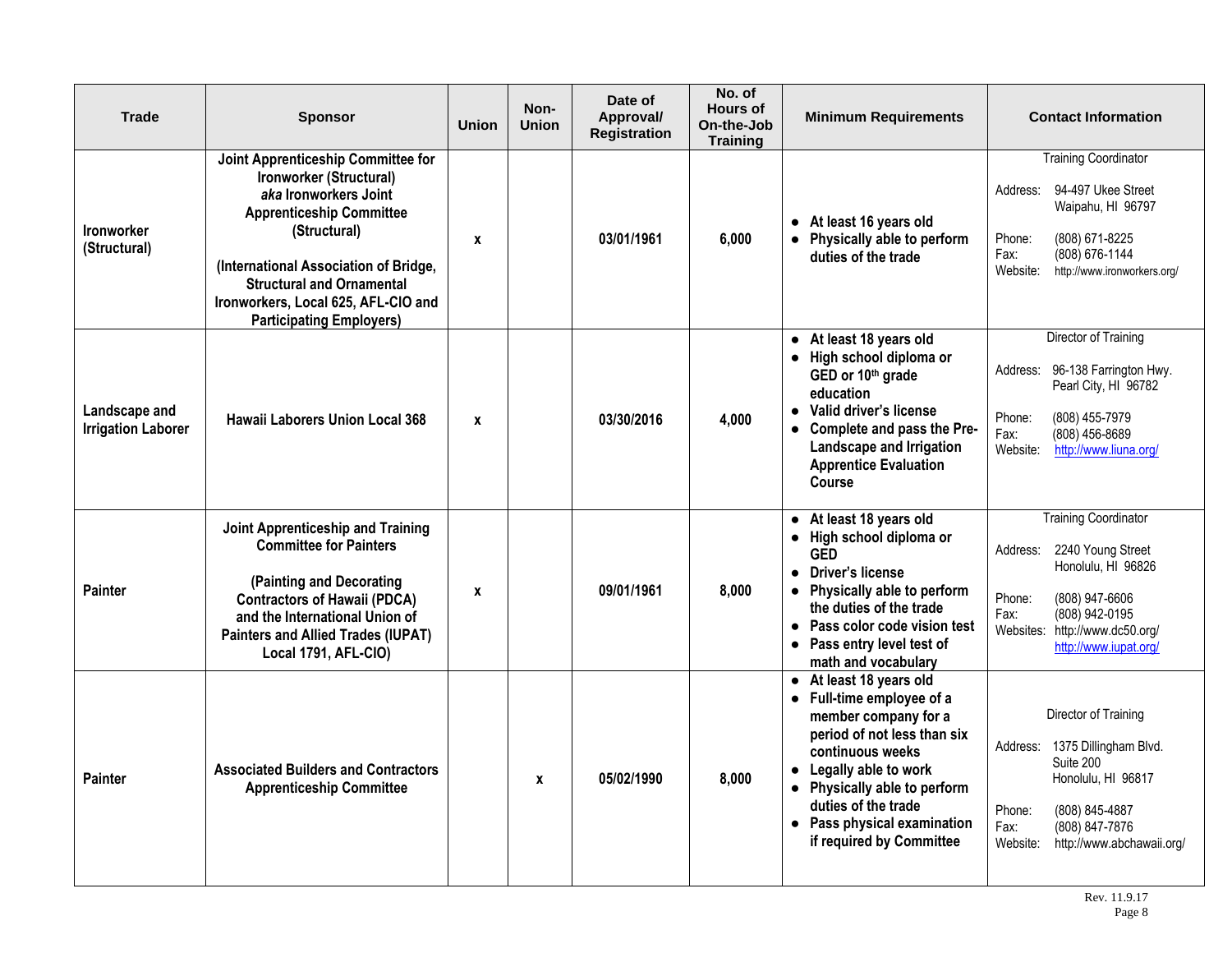| Trade | Sponsor | Union | Non-Union | Date of Approval/ Registration | No. of Hours of On-the-Job Training | Minimum Requirements | Contact Information |
|---|---|---|---|---|---|---|---|
| **Ironworker (Structural)** | **Joint Apprenticeship Committee for Ironworker (Structural)** ***aka* Ironworkers Joint Apprenticeship Committee (Structural)** **(International Association of Bridge, Structural and Ornamental Ironworkers, Local 625, AFL-CIO and Participating Employers)** | **x** | | **03/01/1961** | **6,000** | • **At least 16 years old** • **Physically able to perform duties of the trade** | Training Coordinator<br>Address: 94-497 Ukee Street Waipahu, HI 96797<br>Phone: (808) 671-8225<br>Fax: (808) 676-1144<br>Website: http://www.ironworkers.org/ |
| **Landscape and Irrigation Laborer** | **Hawaii Laborers Union Local 368** | **x** | | **03/30/2016** | **4,000** | • **At least 18 years old** • **High school diploma or GED or 10th grade education** • **Valid driver's license** • **Complete and pass the Pre-Landscape and Irrigation Apprentice Evaluation Course** | Director of Training<br>Address: 96-138 Farrington Hwy. Pearl City, HI 96782<br>Phone: (808) 455-7979<br>Fax: (808) 456-8689<br>Website: http://www.liuna.org/ |
| **Painter** | **Joint Apprenticeship and Training Committee for Painters** **(Painting and Decorating Contractors of Hawaii (PDCA) and the International Union of Painters and Allied Trades (IUPAT) Local 1791, AFL-CIO)** | **x** | | **09/01/1961** | **8,000** | • **At least 18 years old** • **High school diploma or GED** • **Driver's license** • **Physically able to perform the duties of the trade** • **Pass color code vision test** • **Pass entry level test of math and vocabulary** | Training Coordinator<br>Address: 2240 Young Street Honolulu, HI 96826<br>Phone: (808) 947-6606<br>Fax: (808) 942-0195<br>Websites: http://www.dc50.org/ http://www.iupat.org/ |
| **Painter** | **Associated Builders and Contractors Apprenticeship Committee** | | **x** | **05/02/1990** | **8,000** | • **At least 18 years old** • **Full-time employee of a member company for a period of not less than six continuous weeks** • **Legally able to work** • **Physically able to perform duties of the trade** • **Pass physical examination if required by Committee** | Director of Training<br>Address: 1375 Dillingham Blvd. Suite 200 Honolulu, HI 96817<br>Phone: (808) 845-4887<br>Fax: (808) 847-7876<br>Website: http://www.abchawaii.org/ |

Rev. 11.9.17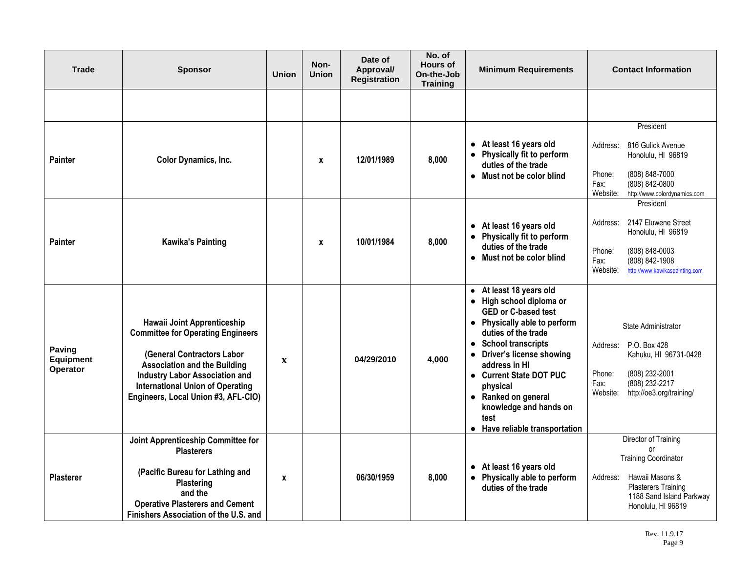| Trade | Sponsor | Union | Non-Union | Date of Approval/ Registration | No. of Hours of On-the-Job Training | Minimum Requirements | Contact Information |
|---|---|---|---|---|---|---|---|
| | | | | | | | |
| Painter | Color Dynamics, Inc. | | x | 12/01/1989 | 8,000 | • At least 16 years old<br>• Physically fit to perform duties of the trade<br>• Must not be color blind | President<br><br>Address: 816 Gulick Avenue<br>Honolulu, HI 96819<br><br>Phone: (808) 848-7000<br>Fax: (808) 842-0800<br>Website: http://www.colordynamics.com |
| Painter | Kawika's Painting | | x | 10/01/1984 | 8,000 | • At least 16 years old<br>• Physically fit to perform duties of the trade<br>• Must not be color blind | President<br><br>Address: 2147 Eluwene Street<br>Honolulu, HI 96819<br><br>Phone: (808) 848-0003<br>Fax: (808) 842-1908<br>Website: http://www.kawikaspainting.com |
| Paving Equipment Operator | Hawaii Joint Apprenticeship Committee for Operating Engineers<br><br>(General Contractors Labor Association and the Building Industry Labor Association and International Union of Operating Engineers, Local Union #3, AFL-CIO) | x | | 04/29/2010 | 4,000 | • At least 18 years old<br>• High school diploma or GED or C-based test<br>• Physically able to perform duties of the trade<br>• School transcripts<br>• Driver's license showing address in HI<br>• Current State DOT PUC physical<br>• Ranked on general knowledge and hands on test<br>• Have reliable transportation | State Administrator<br><br>Address: P.O. Box 428<br>Kahuku, HI 96731-0428<br><br>Phone: (808) 232-2001<br>Fax: (808) 232-2217<br>Website: http://oe3.org/training/ |
| Plasterer | Joint Apprenticeship Committee for Plasterers<br><br>(Pacific Bureau for Lathing and Plastering<br>and the<br>Operative Plasterers and Cement Finishers Association of the U.S. and | x | | 06/30/1959 | 8,000 | • At least 16 years old<br>• Physically able to perform duties of the trade | Director of Training<br>or<br>Training Coordinator<br><br>Address: Hawaii Masons & Plasterers Training<br>1188 Sand Island Parkway<br>Honolulu, HI 96819 |

Rev. 11.9.17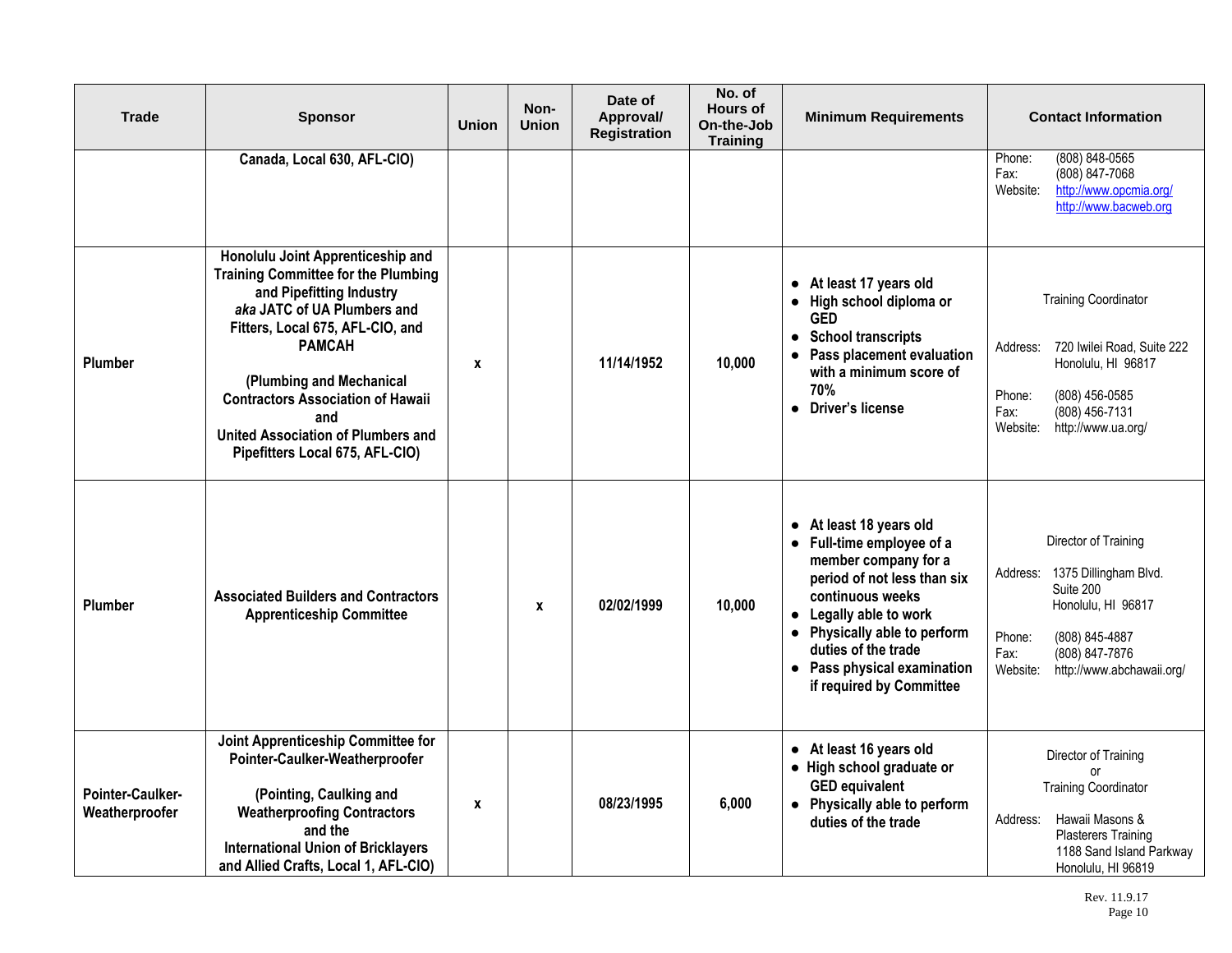| Trade | Sponsor | Union | Non-Union | Date of Approval/ Registration | No. of Hours of On-the-Job Training | Minimum Requirements | Contact Information |
|---|---|---|---|---|---|---|---|
| | **Canada, Local 630, AFL-CIO)** | | | | | | Phone: (808) 848-0565<br>Fax: (808) 847-7068<br>Website: http://www.opcmia.org/ http://www.bacweb.org |
| **Plumber** | **Honolulu Joint Apprenticeship and Training Committee for the Plumbing and Pipefitting Industry *aka* JATC of UA Plumbers and Fitters, Local 675, AFL-CIO, and PAMCAH**<br><br>**(Plumbing and Mechanical Contractors Association of Hawaii and United Association of Plumbers and Pipefitters Local 675, AFL-CIO)** | **x** | | **11/14/1952** | **10,000** | ● **At least 17 years old**<br>● **High school diploma or GED**<br>● **School transcripts**<br>● **Pass placement evaluation with a minimum score of 70%**<br>● **Driver's license** | Training Coordinator<br><br>Address: 720 Iwilei Road, Suite 222 Honolulu, HI 96817<br><br>Phone: (808) 456-0585<br>Fax: (808) 456-7131<br>Website: http://www.ua.org/ |
| **Plumber** | **Associated Builders and Contractors Apprenticeship Committee** | | **x** | **02/02/1999** | **10,000** | ● **At least 18 years old**<br>● **Full-time employee of a member company for a period of not less than six continuous weeks**<br>● **Legally able to work**<br>● **Physically able to perform duties of the trade**<br>● **Pass physical examination if required by Committee** | Director of Training<br><br>Address: 1375 Dillingham Blvd. Suite 200 Honolulu, HI 96817<br><br>Phone: (808) 845-4887<br>Fax: (808) 847-7876<br>Website: http://www.abchawaii.org/ |
| **Pointer-Caulker-Weatherproofer** | **Joint Apprenticeship Committee for Pointer-Caulker-Weatherproofer**<br><br>**(Pointing, Caulking and Weatherproofing Contractors and the International Union of Bricklayers and Allied Crafts, Local 1, AFL-CIO)** | **x** | | **08/23/1995** | **6,000** | ● **At least 16 years old**<br>● **High school graduate or GED equivalent**<br>● **Physically able to perform duties of the trade** | Director of Training or Training Coordinator<br><br>Address: Hawaii Masons & Plasterers Training 1188 Sand Island Parkway Honolulu, HI 96819 |

Rev. 11.9.17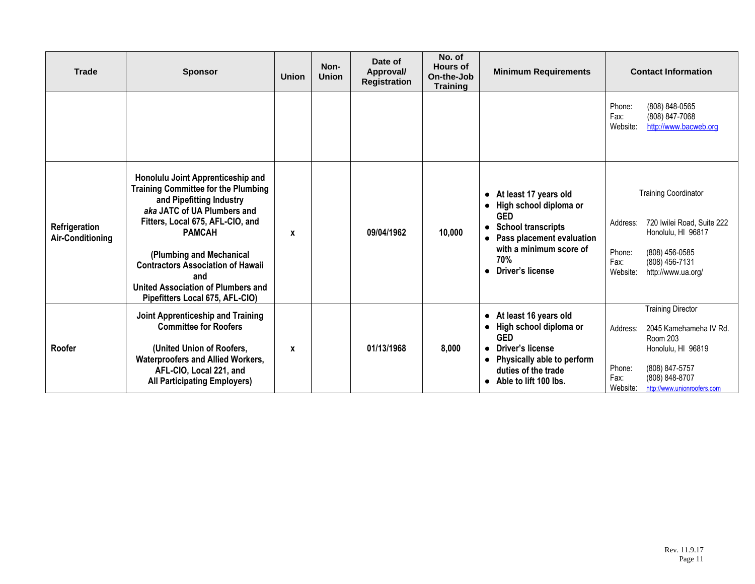| Trade | Sponsor | Union | Non-Union | Date of Approval/ Registration | No. of Hours of On-the-Job Training | Minimum Requirements | Contact Information |
|---|---|---|---|---|---|---|---|
| | | | | | | | Phone: (808) 848-0565<br>Fax: (808) 847-7068<br>Website: http://www.bacweb.org |
| Refrigeration Air-Conditioning | **Honolulu Joint Apprenticeship and Training Committee for the Plumbing and Pipefitting Industry** ***aka* JATC of UA Plumbers and Fitters, Local 675, AFL-CIO, and PAMCAH**<br><br>**(Plumbing and Mechanical Contractors Association of Hawaii and United Association of Plumbers and Pipefitters Local 675, AFL-CIO)** | x | | 09/04/1962 | 10,000 | • At least 17 years old<br>• High school diploma or GED<br>• School transcripts<br>• Pass placement evaluation with a minimum score of 70%<br>• Driver's license | Training Coordinator<br><br>Address: 720 Iwilei Road, Suite 222 Honolulu, HI 96817<br><br>Phone: (808) 456-0585<br>Fax: (808) 456-7131<br>Website: http://www.ua.org/ |
| Roofer | **Joint Apprenticeship and Training Committee for Roofers**<br><br>**(United Union of Roofers, Waterproofers and Allied Workers, AFL-CIO, Local 221, and All Participating Employers)** | x | | 01/13/1968 | 8,000 | • At least 16 years old<br>• High school diploma or GED<br>• Driver's license<br>• Physically able to perform duties of the trade<br>• Able to lift 100 lbs. | Training Director<br><br>Address: 2045 Kamehameha IV Rd. Room 203 Honolulu, HI 96819<br><br>Phone: (808) 847-5757<br>Fax: (808) 848-8707<br>Website: http://www.unionroofers.com |

Rev. 11.9.17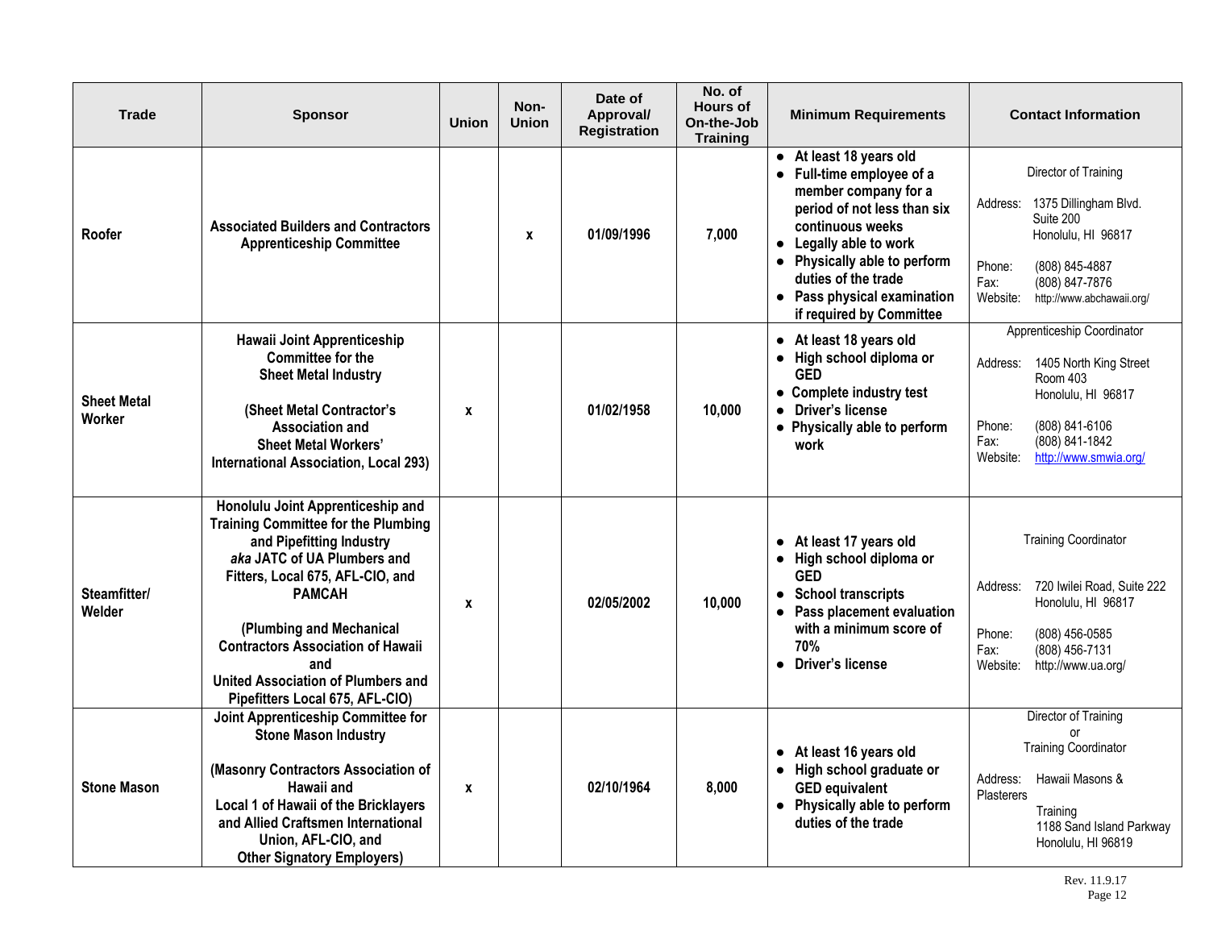| Trade | Sponsor | Union | Non-Union | Date of Approval/ Registration | No. of Hours of On-the-Job Training | Minimum Requirements | Contact Information |
|---|---|---|---|---|---|---|---|
| **Roofer** | **Associated Builders and Contractors Apprenticeship Committee** | | **x** | **01/09/1996** | **7,000** | • **At least 18 years old**<br>• **Full-time employee of a member company for a period of not less than six continuous weeks**<br>• **Legally able to work**<br>• **Physically able to perform duties of the trade**<br>• **Pass physical examination if required by Committee** | Director of Training<br>Address: 1375 Dillingham Blvd. Suite 200 Honolulu, HI 96817<br>Phone: (808) 845-4887<br>Fax: (808) 847-7876<br>Website: http://www.abchawaii.org/ |
| **Sheet Metal Worker** | **Hawaii Joint Apprenticeship Committee for the Sheet Metal Industry**<br><br>**(Sheet Metal Contractor's Association and Sheet Metal Workers' International Association, Local 293)** | **x** | | **01/02/1958** | **10,000** | • **At least 18 years old**<br>• **High school diploma or GED**<br>• **Complete industry test**<br>• **Driver's license**<br>• **Physically able to perform work** | Apprenticeship Coordinator<br>Address: 1405 North King Street Room 403 Honolulu, HI 96817<br>Phone: (808) 841-6106<br>Fax: (808) 841-1842<br>Website: http://www.smwia.org/ |
| **Steamfitter/ Welder** | **Honolulu Joint Apprenticeship and Training Committee for the Plumbing and Pipefitting Industry *aka* JATC of UA Plumbers and Fitters, Local 675, AFL-CIO, and PAMCAH**<br><br>**(Plumbing and Mechanical Contractors Association of Hawaii and United Association of Plumbers and Pipefitters Local 675, AFL-CIO)** | **x** | | **02/05/2002** | **10,000** | • **At least 17 years old**<br>• **High school diploma or GED**<br>• **School transcripts**<br>• **Pass placement evaluation with a minimum score of 70%**<br>• **Driver's license** | Training Coordinator<br>Address: 720 Iwilei Road, Suite 222 Honolulu, HI 96817<br>Phone: (808) 456-0585<br>Fax: (808) 456-7131<br>Website: http://www.ua.org/ |
| **Stone Mason** | **Joint Apprenticeship Committee for Stone Mason Industry**<br><br>**(Masonry Contractors Association of Hawaii and Local 1 of Hawaii of the Bricklayers and Allied Craftsmen International Union, AFL-CIO, and Other Signatory Employers)** | **x** | | **02/10/1964** | **8,000** | • **At least 16 years old**<br>• **High school graduate or GED equivalent**<br>• **Physically able to perform duties of the trade** | Director of Training or Training Coordinator<br>Address: Hawaii Masons & Plasterers Training 1188 Sand Island Parkway Honolulu, HI 96819 |

Rev. 11.9.17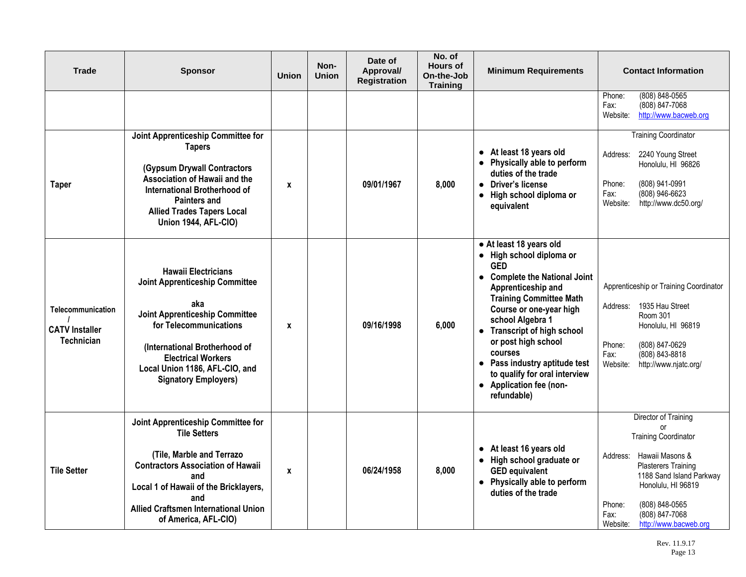| Trade | Sponsor | Union | Non-Union | Date of Approval/ Registration | No. of Hours of On-the-Job Training | Minimum Requirements | Contact Information |
|---|---|---|---|---|---|---|---|
| | | | | | | | Phone: (808) 848-0565<br>Fax: (808) 847-7068<br>Website: http://www.bacweb.org |
| Taper | **Joint Apprenticeship Committee for Tapers**<br><br>**(Gypsum Drywall Contractors Association of Hawaii and the International Brotherhood of Painters and Allied Trades Tapers Local Union 1944, AFL-CIO)** | x | | 09/01/1967 | 8,000 | • At least 18 years old<br>• Physically able to perform duties of the trade<br>• Driver's license<br>• High school diploma or equivalent | Training Coordinator<br><br>Address: 2240 Young Street Honolulu, HI 96826<br><br>Phone: (808) 941-0991<br>Fax: (808) 946-6623<br>Website: http://www.dc50.org/ |
| Telecommunication / CATV Installer Technician | **Hawaii Electricians Joint Apprenticeship Committee**<br><br>**aka**<br>**Joint Apprenticeship Committee for Telecommunications**<br><br>**(International Brotherhood of Electrical Workers Local Union 1186, AFL-CIO, and Signatory Employers)** | x | | 09/16/1998 | 6,000 | • At least 18 years old<br>• High school diploma or GED<br>• Complete the National Joint Apprenticeship and Training Committee Math Course or one-year high school Algebra 1<br>• Transcript of high school or post high school courses<br>• Pass industry aptitude test to qualify for oral interview<br>• Application fee (non-refundable) | Apprenticeship or Training Coordinator<br><br>Address: 1935 Hau Street Room 301 Honolulu, HI 96819<br><br>Phone: (808) 847-0629<br>Fax: (808) 843-8818<br>Website: http://www.njatc.org/ |
| Tile Setter | **Joint Apprenticeship Committee for Tile Setters**<br><br>**(Tile, Marble and Terrazo Contractors Association of Hawaii and Local 1 of Hawaii of the Bricklayers, and Allied Craftsmen International Union of America, AFL-CIO)** | x | | 06/24/1958 | 8,000 | • At least 16 years old<br>• High school graduate or GED equivalent<br>• Physically able to perform duties of the trade | Director of Training or Training Coordinator<br><br>Address: Hawaii Masons & Plasterers Training 1188 Sand Island Parkway Honolulu, HI 96819<br><br>Phone: (808) 848-0565<br>Fax: (808) 847-7068<br>Website: http://www.bacweb.org |

Rev. 11.9.17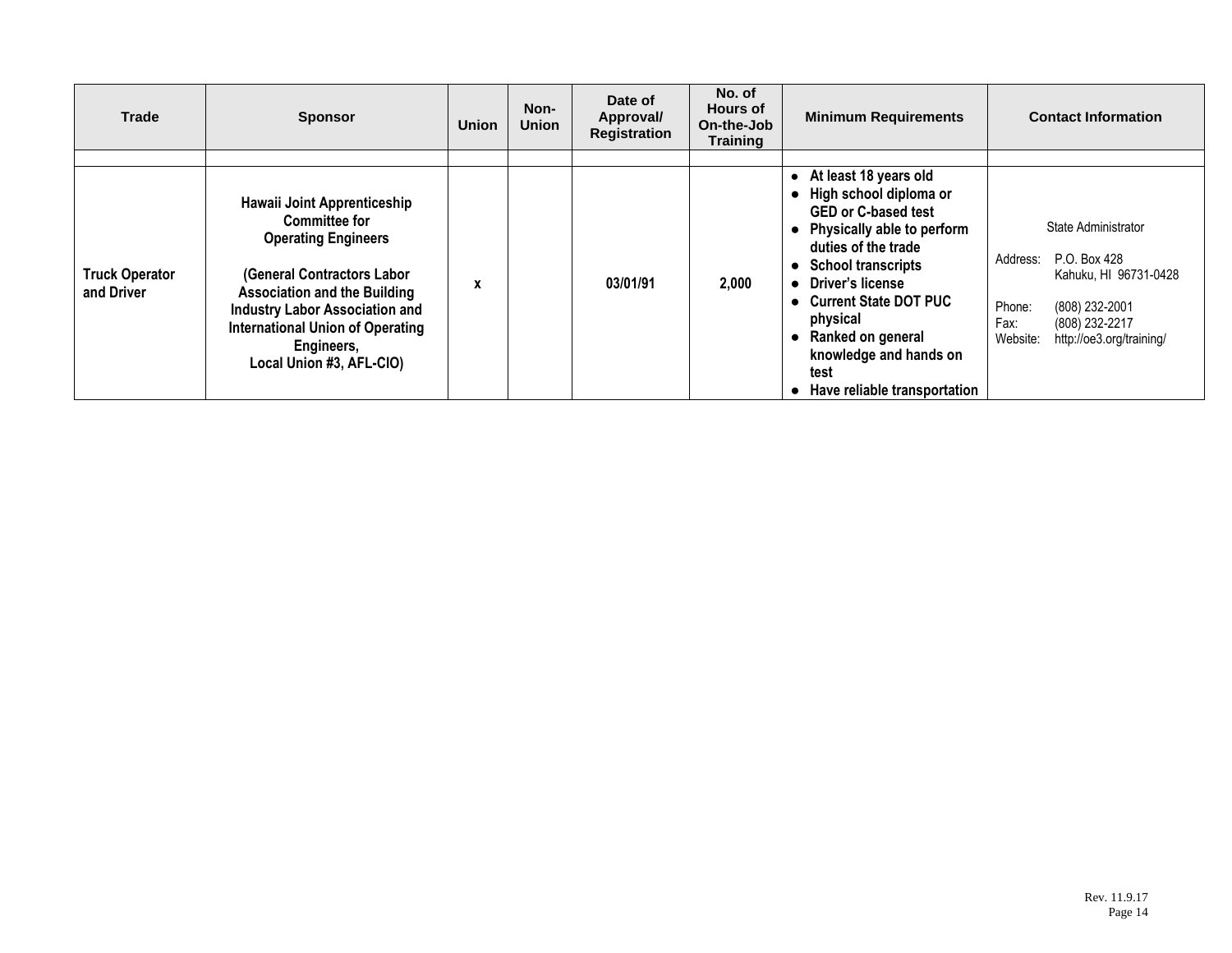| Trade | Sponsor | Union | Non-Union | Date of Approval/ Registration | No. of Hours of On-the-Job Training | Minimum Requirements | Contact Information |
|---|---|---|---|---|---|---|---|
| | | | | | | | |
| **Truck Operator and Driver** | **Hawaii Joint Apprenticeship Committee for Operating Engineers**<br><br>**(General Contractors Labor Association and the Building Industry Labor Association and International Union of Operating Engineers, Local Union #3, AFL-CIO)** | **x** | | **03/01/91** | **2,000** | ● **At least 18 years old**<br>● **High school diploma or GED or C-based test**<br>● **Physically able to perform duties of the trade**<br>● **School transcripts**<br>● **Driver's license**<br>● **Current State DOT PUC physical**<br>● **Ranked on general knowledge and hands on test**<br>● **Have reliable transportation** | State Administrator<br><br>Address: P.O. Box 428<br>Kahuku, HI 96731-0428<br><br>Phone: (808) 232-2001<br>Fax: (808) 232-2217<br>Website: http://oe3.org/training/ |

Rev. 11.9.17